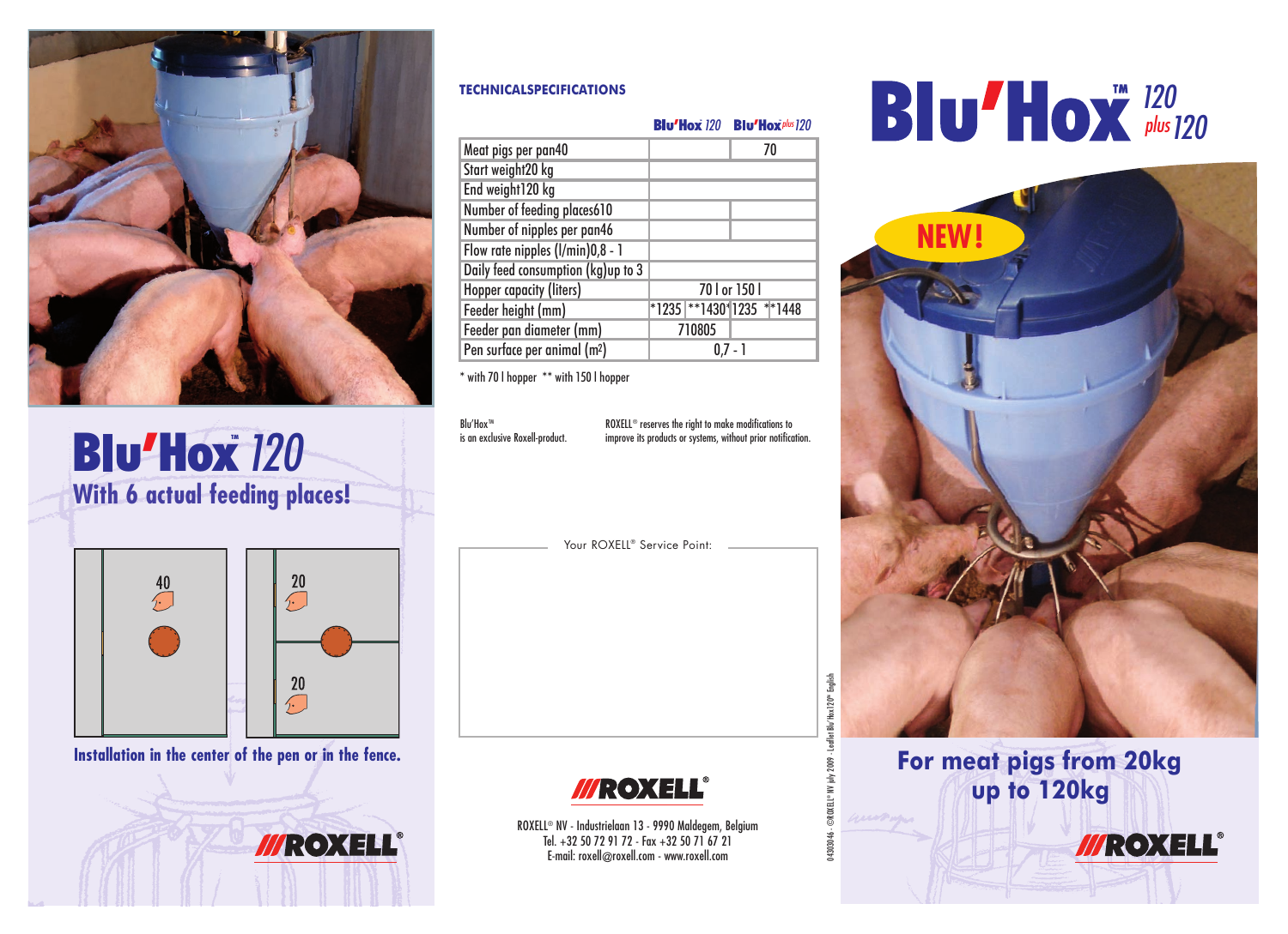# Blu'Hox™ 120

## With 6 actual feeding places!

40

20

20

**Installation in the center of the pen or in the fence.**

ROXELL®

### TECHNICALSPECIFICATIONS

| | Blu'Hox 120 | | Blu'Hox plus 120 | |
|---|---|---|---|---|
| Meat pigs per pan | 40 | | 70 | |
| Start weight | 20 kg | | | |
| End weight | 120 kg | | | |
| Number of feeding places | 6 | | 10 | |
| Number of nipples per pan | 4 | | 6 | |
| Flow rate nipples (l/min) | 0,8 - 1 | | | |
| Daily feed consumption (kg) | up to 3 | | | |
| Hopper capacity (liters) | 70 l or 150 l | | | |
| Feeder height (mm) | *1235 | **1430 | *1235 | **1448 |
| Feeder pan diameter (mm) | 710 | | 805 | |
| Pen surface per animal (m²) | 0,7 - 1 | | | |

* with 70 l hopper ** with 150 l hopper

Blu'Hox™ is an exclusive Roxell-product.

ROXELL® reserves the right to make modifications to improve its products or systems, without prior notification.

Your ROXELL® Service Point:

ROXELL®

ROXELL® NV - Industrielaan 13 - 9990 Maldegem, Belgium
Tel. +32 50 72 91 72 - Fax +32 50 71 67 21
E-mail: roxell@roxell.com - www.roxell.com

04303046 - ©ROXELL® NV july 2009 - Leaflet Blu'Hox120® English

# Blu'Hox™ 120 plus 120

NEW!

## For meat pigs from 20kg up to 120kg

ROXELL®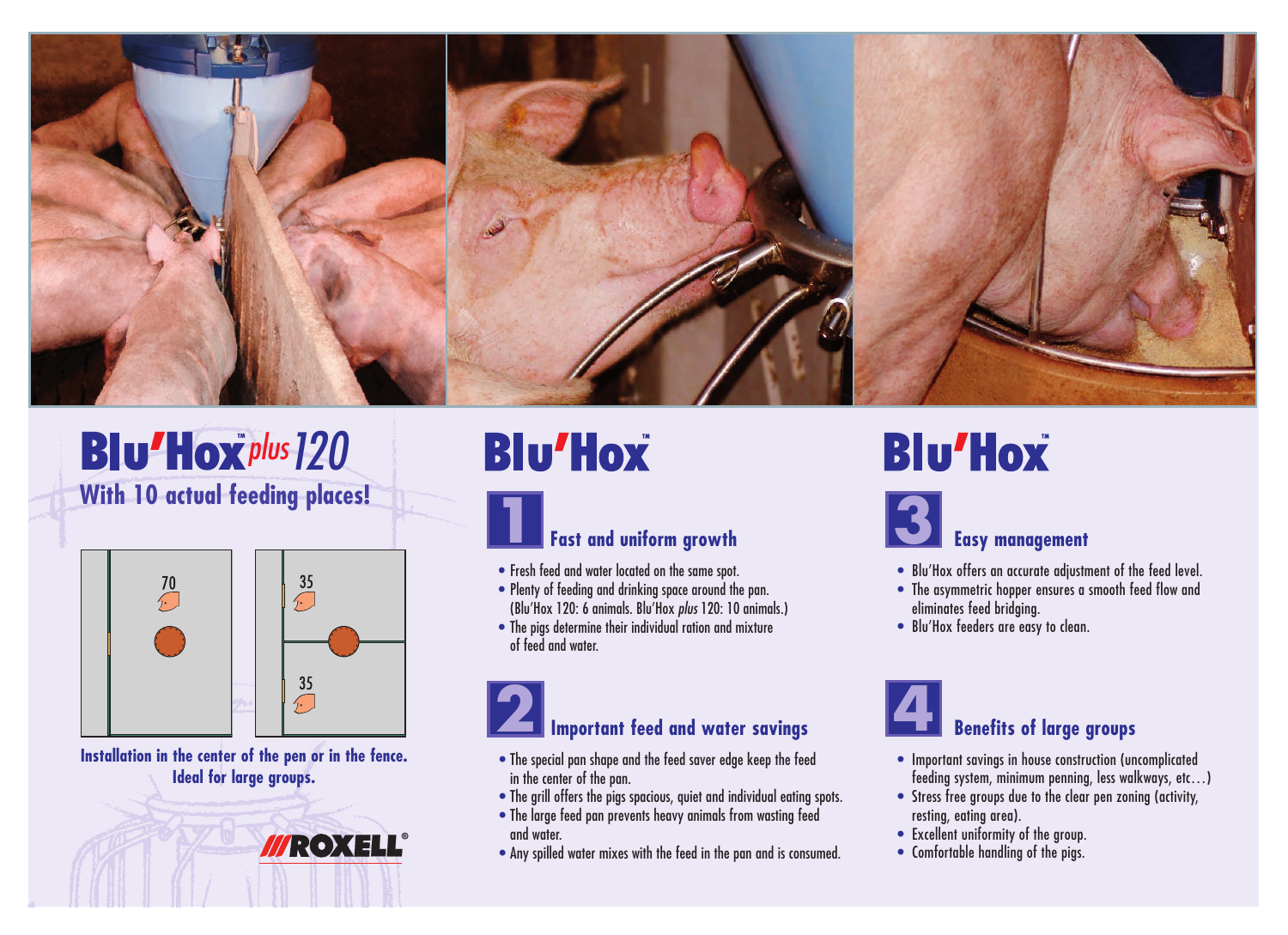# Blu'Hox™ *plus* 120

## With 10 actual feeding places!

70

35

35

**Installation in the center of the pen or in the fence. Ideal for large groups.**

ROXELL®

# Blu'Hox™

## 1 Fast and uniform growth

- Fresh feed and water located on the same spot.
- Plenty of feeding and drinking space around the pan. (Blu'Hox 120: 6 animals. Blu'Hox *plus* 120: 10 animals.)
- The pigs determine their individual ration and mixture of feed and water.

## 2 Important feed and water savings

- The special pan shape and the feed saver edge keep the feed in the center of the pan.
- The grill offers the pigs spacious, quiet and individual eating spots.
- The large feed pan prevents heavy animals from wasting feed and water.
- Any spilled water mixes with the feed in the pan and is consumed.

# Blu'Hox™

## 3 Easy management

- Blu'Hox offers an accurate adjustment of the feed level.
- The asymmetric hopper ensures a smooth feed flow and eliminates feed bridging.
- Blu'Hox feeders are easy to clean.

## 4 Benefits of large groups

- Important savings in house construction (uncomplicated feeding system, minimum penning, less walkways, etc…)
- Stress free groups due to the clear pen zoning (activity, resting, eating area).
- Excellent uniformity of the group.
- Comfortable handling of the pigs.